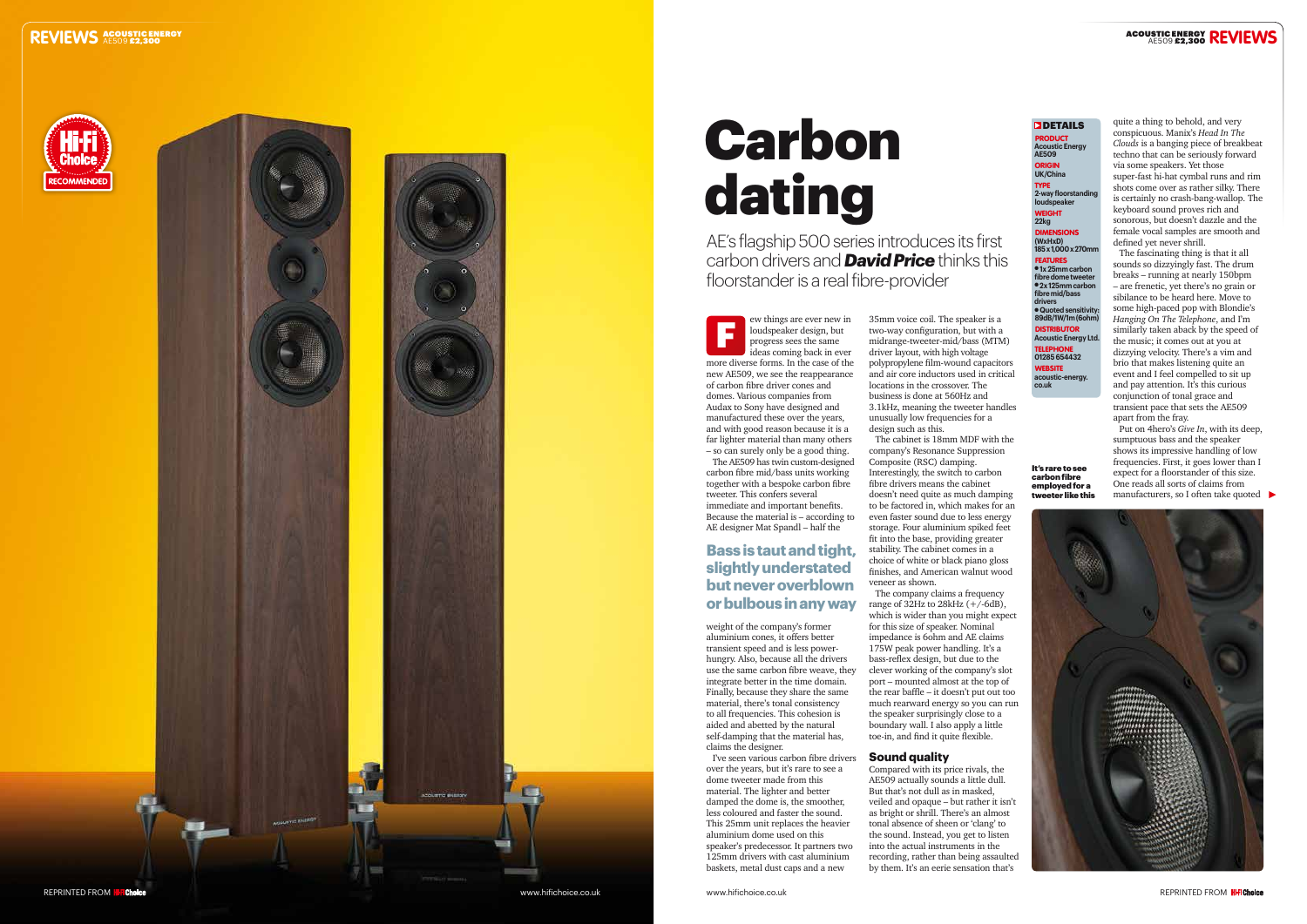# Carbon dating

AE's flagship 500 series introduces its first carbon drivers and ***David Price*** thinks this floorstander is a real fibre-provider

Few things are ever new in loudspeaker design, but progress sees the same ideas coming back in ever more diverse forms. In the case of the new AE509, we see the reappearance of carbon fibre driver cones and domes. Various companies from Audax to Sony have designed and manufactured these over the years, and with good reason because it is a far lighter material than many others – so can surely only be a good thing.

The AE509 has twin custom-designed carbon fibre mid/bass units working together with a bespoke carbon fibre tweeter. This confers several immediate and important benefits. Because the material is – according to AE designer Mat Spandl – half the weight of the company's former aluminium cones, it offers better transient speed and is less power-hungry. Also, because all the drivers use the same carbon fibre weave, they integrate better in the time domain. Finally, because they share the same material, there's tonal consistency to all frequencies. This cohesion is aided and abetted by the natural self-damping that the material has, claims the designer.

**Bass is taut and tight, slightly understated but never overblown or bulbous in any way**

I've seen various carbon fibre drivers over the years, but it's rare to see a dome tweeter made from this material. The lighter and better damped the dome is, the smoother, less coloured and faster the sound. This 25mm unit replaces the heavier aluminium dome used on this speaker's predecessor. It partners two 125mm drivers with cast aluminium baskets, metal dust caps and a new 35mm voice coil. The speaker is a two-way configuration, but with a midrange-tweeter-mid/bass (MTM) driver layout, with high voltage polypropylene film-wound capacitors and air core inductors used in critical locations in the crossover. The business is done at 560Hz and 3.1kHz, meaning the tweeter handles unusually low frequencies for a design such as this.

The cabinet is 18mm MDF with the company's Resonance Suppression Composite (RSC) damping. Interestingly, the switch to carbon fibre drivers means the cabinet doesn't need quite as much damping to be factored in, which makes for an even faster sound due to less energy storage. Four aluminium spiked feet fit into the base, providing greater stability. The cabinet comes in a choice of white or black piano gloss finishes, and American walnut wood veneer as shown.

The company claims a frequency range of 32Hz to 28kHz (+/-6dB), which is wider than you might expect for this size of speaker. Nominal impedance is 6ohm and AE claims 175W peak power handling. It's a bass-reflex design, but due to the clever working of the company's slot port – mounted almost at the top of the rear baffle – it doesn't put out too much rearward energy so you can run the speaker surprisingly close to a boundary wall. I also apply a little toe-in, and find it quite flexible.

## Sound quality

Compared with its price rivals, the AE509 actually sounds a little dull. But that's not dull as in masked, veiled and opaque – but rather it isn't as bright or shrill. There's an almost tonal absence of sheen or 'clang' to the sound. Instead, you get to listen into the actual instruments in the recording, rather than being assaulted by them. It's an eerie sensation that's quite a thing to behold, and very conspicuous. Manix's *Head In The Clouds* is a banging piece of breakbeat techno that can be seriously forward via some speakers. Yet those super-fast hi-hat cymbal runs and rim shots come over as rather silky. There is certainly no crash-bang-wallop. The keyboard sound proves rich and sonorous, but doesn't dazzle and the female vocal samples are smooth and defined yet never shrill.

The fascinating thing is that it all sounds so dizzyingly fast. The drum breaks – running at nearly 150bpm – are frenetic, yet there's no grain or sibilance to be heard here. Move to some high-paced pop with Blondie's *Hanging On The Telephone*, and I'm similarly taken aback by the speed of the music; it comes out at you at dizzying velocity. There's a vim and brio that makes listening quite an event and I feel compelled to sit up and pay attention. It's this curious conjunction of tonal grace and transient pace that sets the AE509 apart from the fray.

Put on 4hero's *Give In*, with its deep, sumptuous bass and the speaker shows its impressive handling of low frequencies. First, it goes lower than I expect for a floorstander of this size. One reads all sorts of claims from manufacturers, so I often take quoted

**It's rare to see carbon fibre employed for a tweeter like this**

### DETAILS

**PRODUCT**
Acoustic Energy AE509

**ORIGIN**
UK/China

**TYPE**
2-way floorstanding loudspeaker

**WEIGHT**
22kg

**DIMENSIONS (WxHxD)**
185 x 1,000 x 270mm

**FEATURES**
- 1x 25mm carbon fibre dome tweeter
- 2x 125mm carbon fibre mid/bass drivers
- Quoted sensitivity: 89dB/1W/1m (6ohm)

**DISTRIBUTOR**
Acoustic Energy Ltd.

**TELEPHONE**
01285 654432

**WEBSITE**
acoustic-energy.co.uk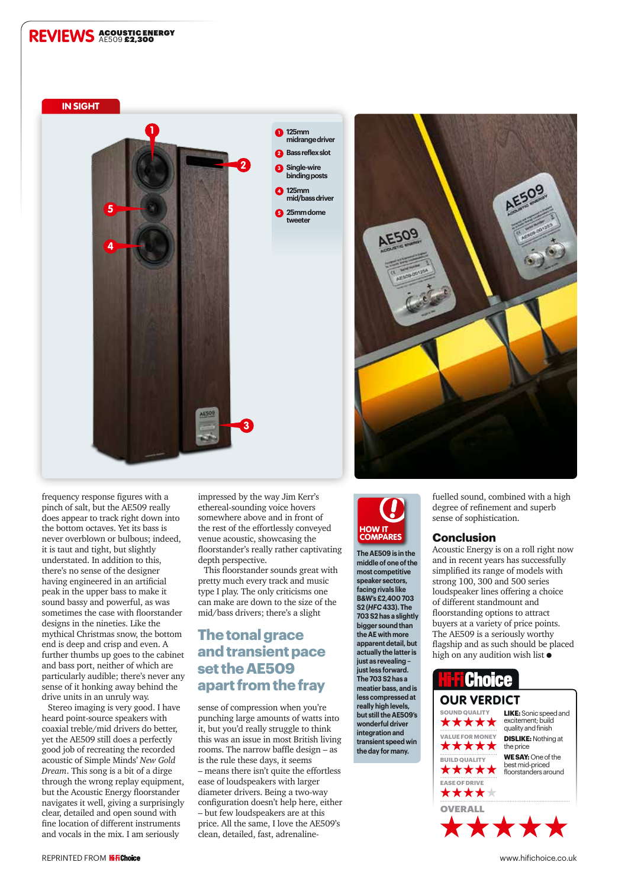## IN SIGHT

1. 125mm midrange driver
2. Bass reflex slot
3. Single-wire binding posts
4. 125mm mid/bass driver
5. 25mm dome tweeter

frequency response figures with a pinch of salt, but the AE509 really does appear to track right down into the bottom octaves. Yet its bass is never overblown or bulbous; indeed, it is taut and tight, but slightly understated. In addition to this, there's no sense of the designer having engineered in an artificial peak in the upper bass to make it sound bassy and powerful, as was sometimes the case with floorstander designs in the nineties. Like the mythical Christmas snow, the bottom end is deep and crisp and even. A further thumbs up goes to the cabinet and bass port, neither of which are particularly audible; there's never any sense of it honking away behind the drive units in an unruly way.

Stereo imaging is very good. I have heard point-source speakers with coaxial treble/mid drivers do better, yet the AE509 still does a perfectly good job of recreating the recorded acoustic of Simple Minds' *New Gold Dream*. This song is a bit of a dirge through the wrong replay equipment, but the Acoustic Energy floorstander navigates it well, giving a surprisingly clear, detailed and open sound with fine location of different instruments and vocals in the mix. I am seriously impressed by the way Jim Kerr's ethereal-sounding voice hovers somewhere above and in front of the rest of the effortlessly conveyed venue acoustic, showcasing the floorstander's really rather captivating depth perspective.

This floorstander sounds great with pretty much every track and music type I play. The only criticisms one can make on this front are down to the size of its mid/bass drivers; there's a slight sense of compression when you're punching large amounts of watts into it, but you'd really struggle to think this was an issue in most British living rooms. The narrow baffle design – as is the rule these days, it seems – means there isn't quite the effortless ease of loudspeakers with larger diameter drivers. Being a two-way configuration doesn't help here, either – but few loudspeakers are at this price. All the same, I love the AE509's clean, detailed, fast, adrenaline-fuelled sound, combined with a high degree of refinement and superb sense of sophistication.

## The tonal grace and transient pace set the AE509 apart from the fray

### HOW IT COMPARES

The AE509 is in the middle of one of the most competitive speaker sectors, facing rivals like B&W's £2,400 703 S2 (*HFC* 433). The 703 S2 has a slightly bigger sound than the AE with more apparent detail, but actually the latter is just as revealing – just less forward. The 703 S2 has a meatier bass, and is less compressed at really high levels, but still the AE509's wonderful driver integration and transient speed win the day for many.

## Conclusion

Acoustic Energy is on a roll right now and in recent years has successfully simplified its range of models with strong 100, 300 and 500 series loudspeaker lines offering a choice of different standmount and floorstanding options to attract buyers at a variety of price points. The AE509 is a seriously worthy flagship and as such should be placed high on any audition wish list ●

### Hi-Fi Choice OUR VERDICT

| | |
|---|---|
| SOUND QUALITY ★★★★★ | **LIKE:** Sonic speed and excitement; build quality and finish |
| VALUE FOR MONEY ★★★★★ | **DISLIKE:** Nothing at the price |
| BUILD QUALITY ★★★★★ | **WE SAY:** One of the best mid-priced floorstanders around |
| EASE OF DRIVE ★★★★ | |

**OVERALL** ★★★★★

REPRINTED FROM Hi-Fi Choice

www.hifichoice.co.uk